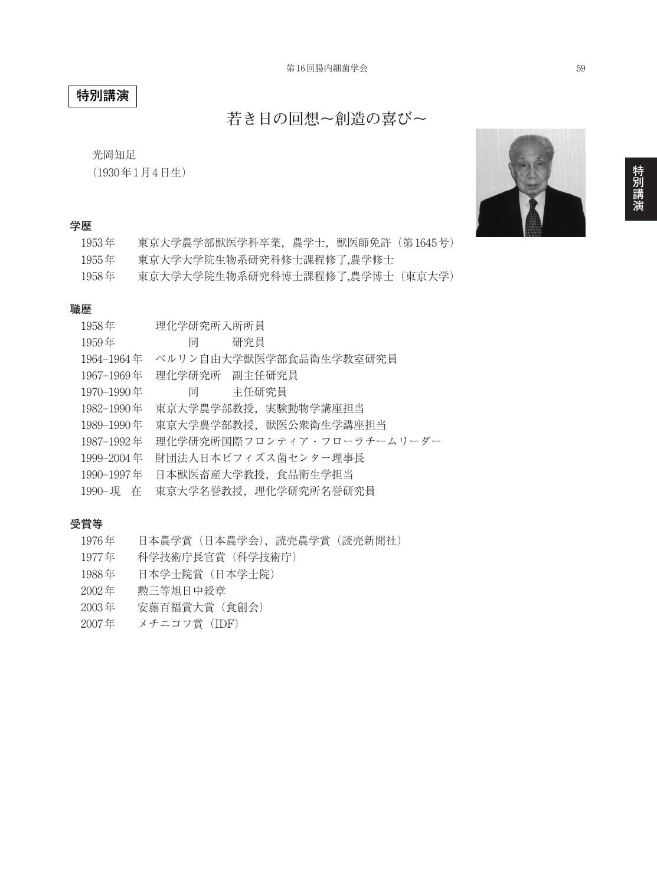**特別講演**

# 若き日の回想〜創造の喜び〜

光岡知足
（1930年1月4日生）

## 学歴

1953年　東京大学農学部獣医学科卒業，農学士，獣医師免許（第1645号）
1955年　東京大学大学院生物系研究科修士課程修了,農学修士
1958年　東京大学大学院生物系研究科博士課程修了,農学博士（東京大学）

## 職歴

1958年　理化学研究所入所所員
1959年　同　研究員
1964-1964年　ベルリン自由大学獣医学部食品衛生学教室研究員
1967-1969年　理化学研究所　副主任研究員
1970-1990年　同　主任研究員
1982-1990年　東京大学農学部教授，実験動物学講座担当
1989-1990年　東京大学農学部教授，獣医公衆衛生学講座担当
1987-1992年　理化学研究所国際フロンティア・フローラチームリーダー
1999-2004年　財団法人日本ビフィズス菌センター理事長
1990-1997年　日本獣医畜産大学教授，食品衛生学担当
1990-現　在　東京大学名誉教授，理化学研究所名誉研究員

## 受賞等

1976年　日本農学賞（日本農学会），読売農学賞（読売新聞社）
1977年　科学技術庁長官賞（科学技術庁）
1988年　日本学士院賞（日本学士院）
2002年　勲三等旭日中綬章
2003年　安藤百福賞大賞（食創会）
2007年　メチニコフ賞（IDF）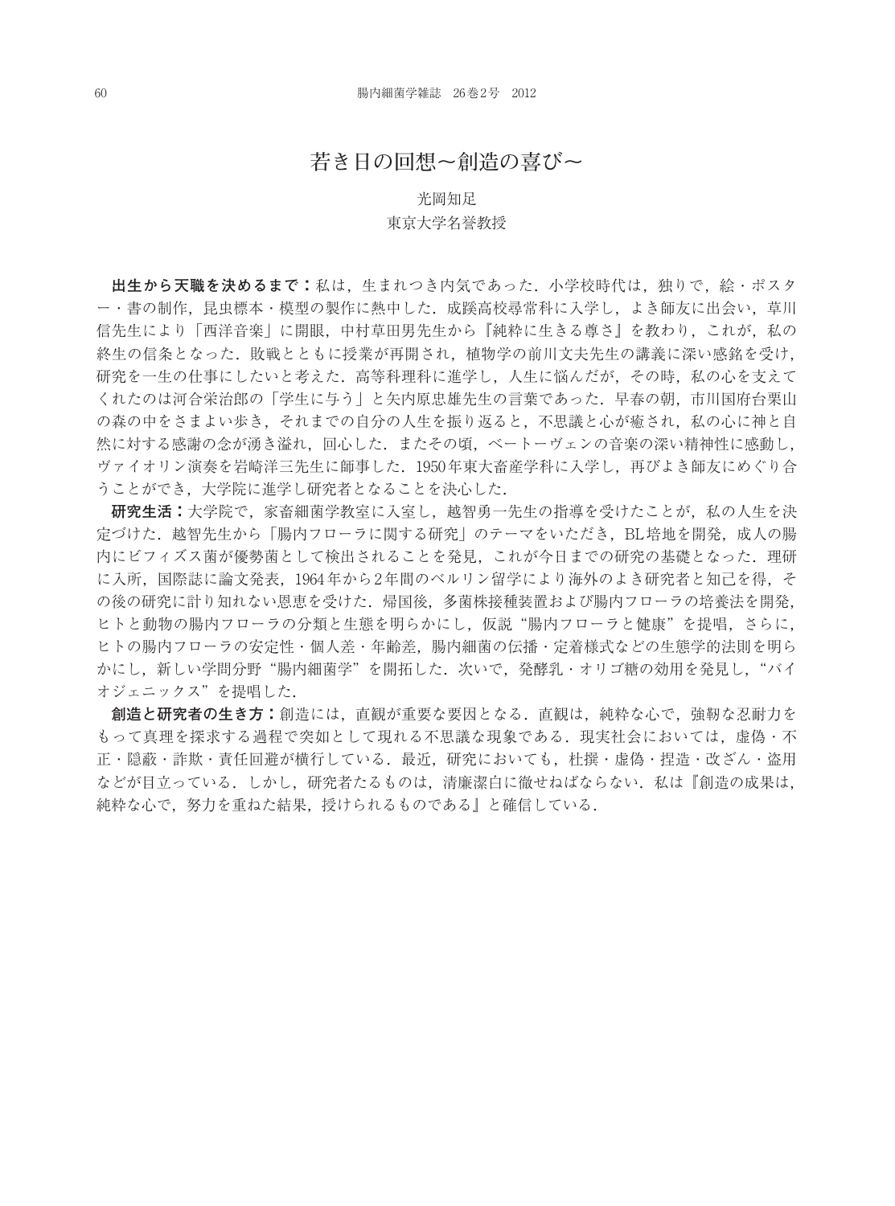# 若き日の回想〜創造の喜び〜

光岡知足
東京大学名誉教授

**出生から天職を決めるまで：**私は，生まれつき内気であった．小学校時代は，独りで，絵・ポスター・書の制作，昆虫標本・模型の製作に熱中した．成蹊高校尋常科に入学し，よき師友に出会い，草川信先生により「西洋音楽」に開眼，中村草田男先生から『純粋に生きる尊さ』を教わり，これが，私の終生の信条となった．敗戦とともに授業が再開され，植物学の前川文夫先生の講義に深い感銘を受け，研究を一生の仕事にしたいと考えた．高等科理科に進学し，人生に悩んだが，その時，私の心を支えてくれたのは河合栄治郎の「学生に与う」と矢内原忠雄先生の言葉であった．早春の朝，市川国府台栗山の森の中をさまよい歩き，それまでの自分の人生を振り返ると，不思議と心が癒され，私の心に神と自然に対する感謝の念が湧き溢れ，回心した．またその頃，ベートーヴェンの音楽の深い精神性に感動し，ヴァイオリン演奏を岩崎洋三先生に師事した．1950年東大畜産学科に入学し，再びよき師友にめぐり合うことができ，大学院に進学し研究者となることを決心した．

**研究生活：**大学院で，家畜細菌学教室に入室し，越智勇一先生の指導を受けたことが，私の人生を決定づけた．越智先生から「腸内フローラに関する研究」のテーマをいただき，BL培地を開発，成人の腸内にビフィズス菌が優勢菌として検出されることを発見，これが今日までの研究の基礎となった．理研に入所，国際誌に論文発表，1964年から2年間のベルリン留学により海外のよき研究者と知己を得，その後の研究に計り知れない恩恵を受けた．帰国後，多菌株接種装置および腸内フローラの培養法を開発，ヒトと動物の腸内フローラの分類と生態を明らかにし，仮説“腸内フローラと健康”を提唱，さらに，ヒトの腸内フローラの安定性・個人差・年齢差，腸内細菌の伝播・定着様式などの生態学的法則を明らかにし，新しい学問分野“腸内細菌学”を開拓した．次いで，発酵乳・オリゴ糖の効用を発見し，“バイオジェニックス”を提唱した．

**創造と研究者の生き方：**創造には，直観が重要な要因となる．直観は，純粋な心で，強靭な忍耐力をもって真理を探求する過程で突如として現れる不思議な現象である．現実社会においては，虚偽・不正・隠蔽・詐欺・責任回避が横行している．最近，研究においても，杜撰・虚偽・捏造・改ざん・盗用などが目立っている．しかし，研究者たるものは，清廉潔白に徹せねばならない．私は『創造の成果は，純粋な心で，努力を重ねた結果，授けられるものである』と確信している．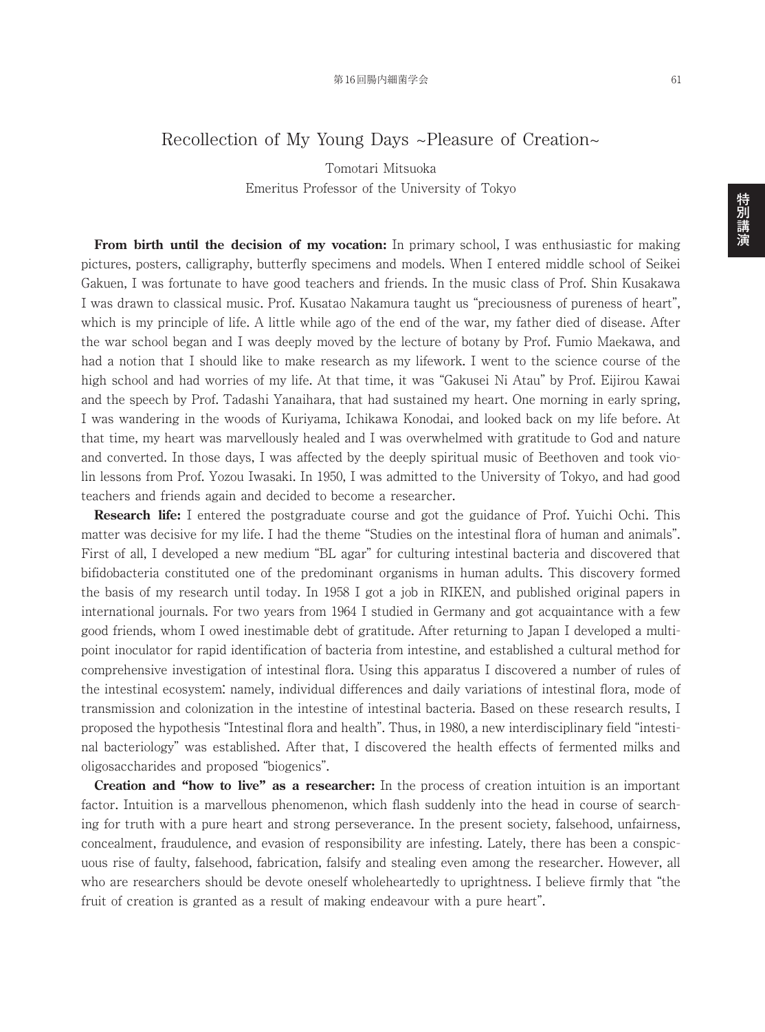# Recollection of My Young Days ~Pleasure of Creation~

Tomotari Mitsuoka
Emeritus Professor of the University of Tokyo

**From birth until the decision of my vocation:** In primary school, I was enthusiastic for making pictures, posters, calligraphy, butterfly specimens and models. When I entered middle school of Seikei Gakuen, I was fortunate to have good teachers and friends. In the music class of Prof. Shin Kusakawa I was drawn to classical music. Prof. Kusatao Nakamura taught us "preciousness of pureness of heart", which is my principle of life. A little while ago of the end of the war, my father died of disease. After the war school began and I was deeply moved by the lecture of botany by Prof. Fumio Maekawa, and had a notion that I should like to make research as my lifework. I went to the science course of the high school and had worries of my life. At that time, it was "Gakusei Ni Atau" by Prof. Eijirou Kawai and the speech by Prof. Tadashi Yanaihara, that had sustained my heart. One morning in early spring, I was wandering in the woods of Kuriyama, Ichikawa Konodai, and looked back on my life before. At that time, my heart was marvellously healed and I was overwhelmed with gratitude to God and nature and converted. In those days, I was affected by the deeply spiritual music of Beethoven and took violin lessons from Prof. Yozou Iwasaki. In 1950, I was admitted to the University of Tokyo, and had good teachers and friends again and decided to become a researcher.

**Research life:** I entered the postgraduate course and got the guidance of Prof. Yuichi Ochi. This matter was decisive for my life. I had the theme "Studies on the intestinal flora of human and animals". First of all, I developed a new medium "BL agar" for culturing intestinal bacteria and discovered that bifidobacteria constituted one of the predominant organisms in human adults. This discovery formed the basis of my research until today. In 1958 I got a job in RIKEN, and published original papers in international journals. For two years from 1964 I studied in Germany and got acquaintance with a few good friends, whom I owed inestimable debt of gratitude. After returning to Japan I developed a multipoint inoculator for rapid identification of bacteria from intestine, and established a cultural method for comprehensive investigation of intestinal flora. Using this apparatus I discovered a number of rules of the intestinal ecosystem: namely, individual differences and daily variations of intestinal flora, mode of transmission and colonization in the intestine of intestinal bacteria. Based on these research results, I proposed the hypothesis "Intestinal flora and health". Thus, in 1980, a new interdisciplinary field "intestinal bacteriology" was established. After that, I discovered the health effects of fermented milks and oligosaccharides and proposed "biogenics".

**Creation and "how to live" as a researcher:** In the process of creation intuition is an important factor. Intuition is a marvellous phenomenon, which flash suddenly into the head in course of searching for truth with a pure heart and strong perseverance. In the present society, falsehood, unfairness, concealment, fraudulence, and evasion of responsibility are infesting. Lately, there has been a conspicuous rise of faulty, falsehood, fabrication, falsify and stealing even among the researcher. However, all who are researchers should be devote oneself wholeheartedly to uprightness. I believe firmly that "the fruit of creation is granted as a result of making endeavour with a pure heart".